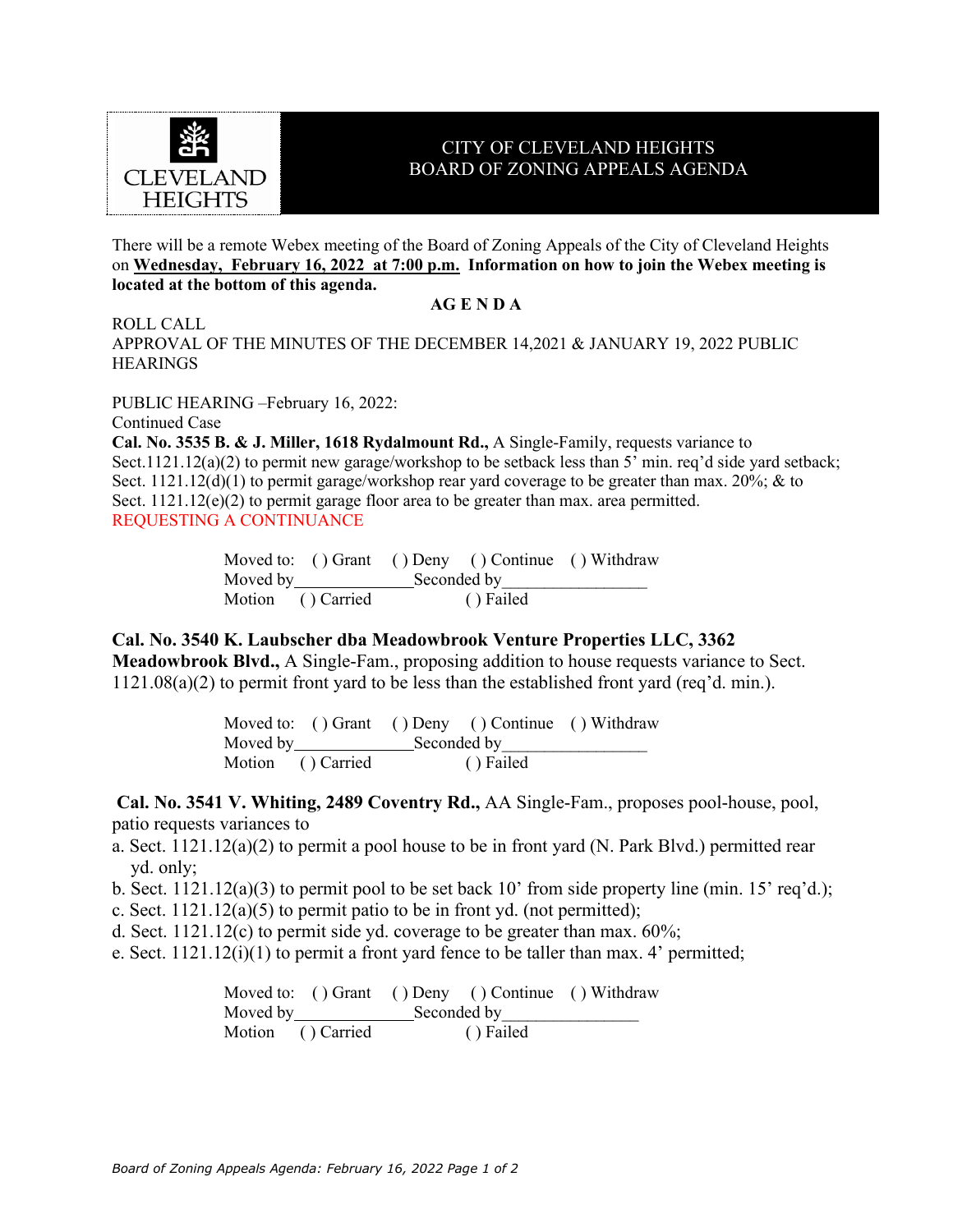CLEVELAND HEIGHTS

# CITY OF CLEVELAND HEIGHTS
# BOARD OF ZONING APPEALS AGENDA

There will be a remote Webex meeting of the Board of Zoning Appeals of the City of Cleveland Heights on **Wednesday, February 16, 2022 at 7:00 p.m.** **Information on how to join the Webex meeting is located at the bottom of this agenda.**

**AG E N D A**

ROLL CALL

APPROVAL OF THE MINUTES OF THE DECEMBER 14,2021 & JANUARY 19, 2022 PUBLIC HEARINGS

PUBLIC HEARING –February 16, 2022:

Continued Case

**Cal. No. 3535 B. & J. Miller, 1618 Rydalmount Rd.,** A Single-Family, requests variance to Sect.1121.12(a)(2) to permit new garage/workshop to be setback less than 5' min. req'd side yard setback; Sect. 1121.12(d)(1) to permit garage/workshop rear yard coverage to be greater than max. 20%; & to Sect. 1121.12(e)(2) to permit garage floor area to be greater than max. area permitted.

REQUESTING A CONTINUANCE

Moved to: ( ) Grant ( ) Deny ( ) Continue ( ) Withdraw
Moved by______________Seconded by_________________
Motion ( ) Carried ( ) Failed

**Cal. No. 3540 K. Laubscher dba Meadowbrook Venture Properties LLC, 3362 Meadowbrook Blvd.,** A Single-Fam., proposing addition to house requests variance to Sect. 1121.08(a)(2) to permit front yard to be less than the established front yard (req'd. min.).

Moved to: ( ) Grant ( ) Deny ( ) Continue ( ) Withdraw
Moved by______________Seconded by_________________
Motion ( ) Carried ( ) Failed

**Cal. No. 3541 V. Whiting, 2489 Coventry Rd.,** AA Single-Fam., proposes pool-house, pool, patio requests variances to

a. Sect. 1121.12(a)(2) to permit a pool house to be in front yard (N. Park Blvd.) permitted rear yd. only;
b. Sect. 1121.12(a)(3) to permit pool to be set back 10' from side property line (min. 15' req'd.);
c. Sect. 1121.12(a)(5) to permit patio to be in front yd. (not permitted);
d. Sect. 1121.12(c) to permit side yd. coverage to be greater than max. 60%;
e. Sect. 1121.12(i)(1) to permit a front yard fence to be taller than max. 4' permitted;

Moved to: ( ) Grant ( ) Deny ( ) Continue ( ) Withdraw
Moved by______________Seconded by________________
Motion ( ) Carried ( ) Failed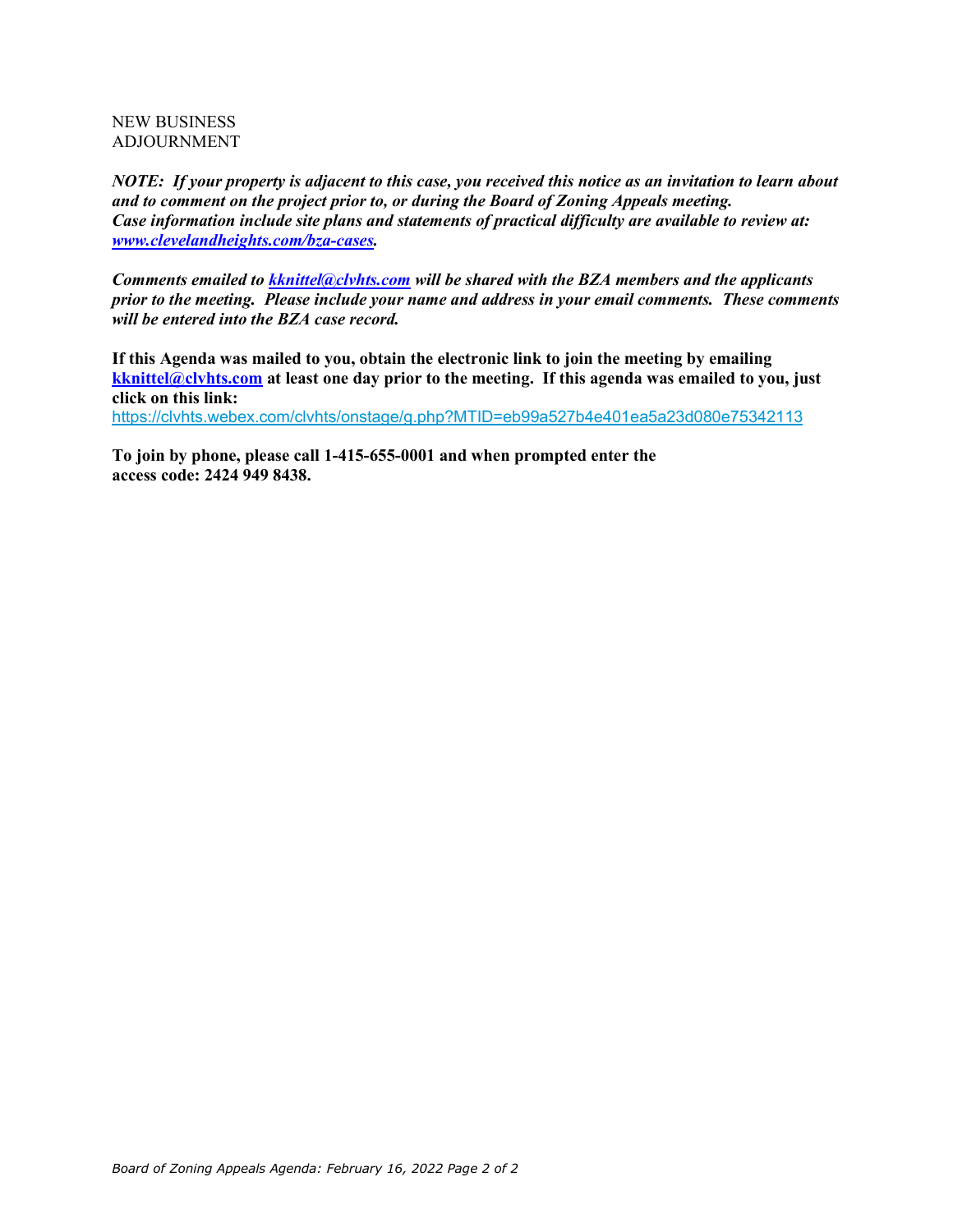NEW BUSINESS
ADJOURNMENT

***NOTE: If your property is adjacent to this case, you received this notice as an invitation to learn about and to comment on the project prior to, or during the Board of Zoning Appeals meeting. Case information include site plans and statements of practical difficulty are available to review at: [www.clevelandheights.com/bza-cases](http://www.clevelandheights.com/bza-cases).***

***Comments emailed to [kknittel@clvhts.com](mailto:kknittel@clvhts.com) will be shared with the BZA members and the applicants prior to the meeting. Please include your name and address in your email comments. These comments will be entered into the BZA case record.***

**If this Agenda was mailed to you, obtain the electronic link to join the meeting by emailing [kknittel@clvhts.com](mailto:kknittel@clvhts.com) at least one day prior to the meeting. If this agenda was emailed to you, just click on this link:**
https://clvhts.webex.com/clvhts/onstage/g.php?MTID=eb99a527b4e401ea5a23d080e75342113

**To join by phone, please call 1-415-655-0001 and when prompted enter the access code: 2424 949 8438.**